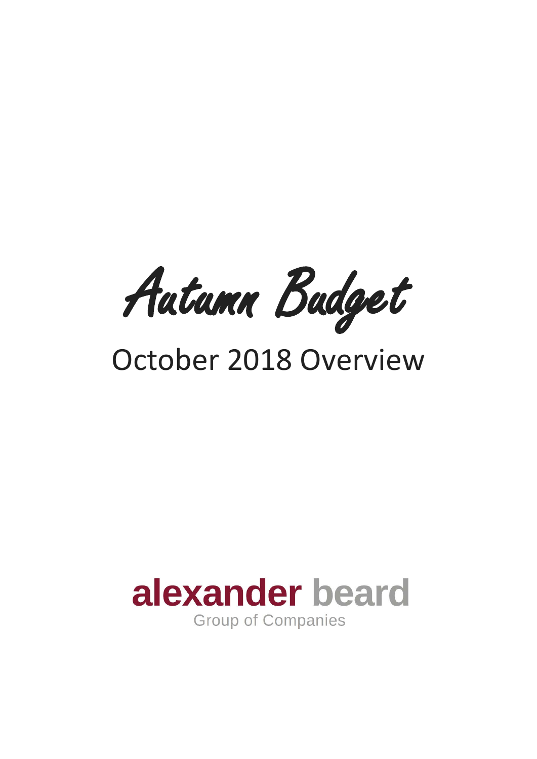# Autumn Budget

## October 2018 Overview

**alexander beard**

Group of Companies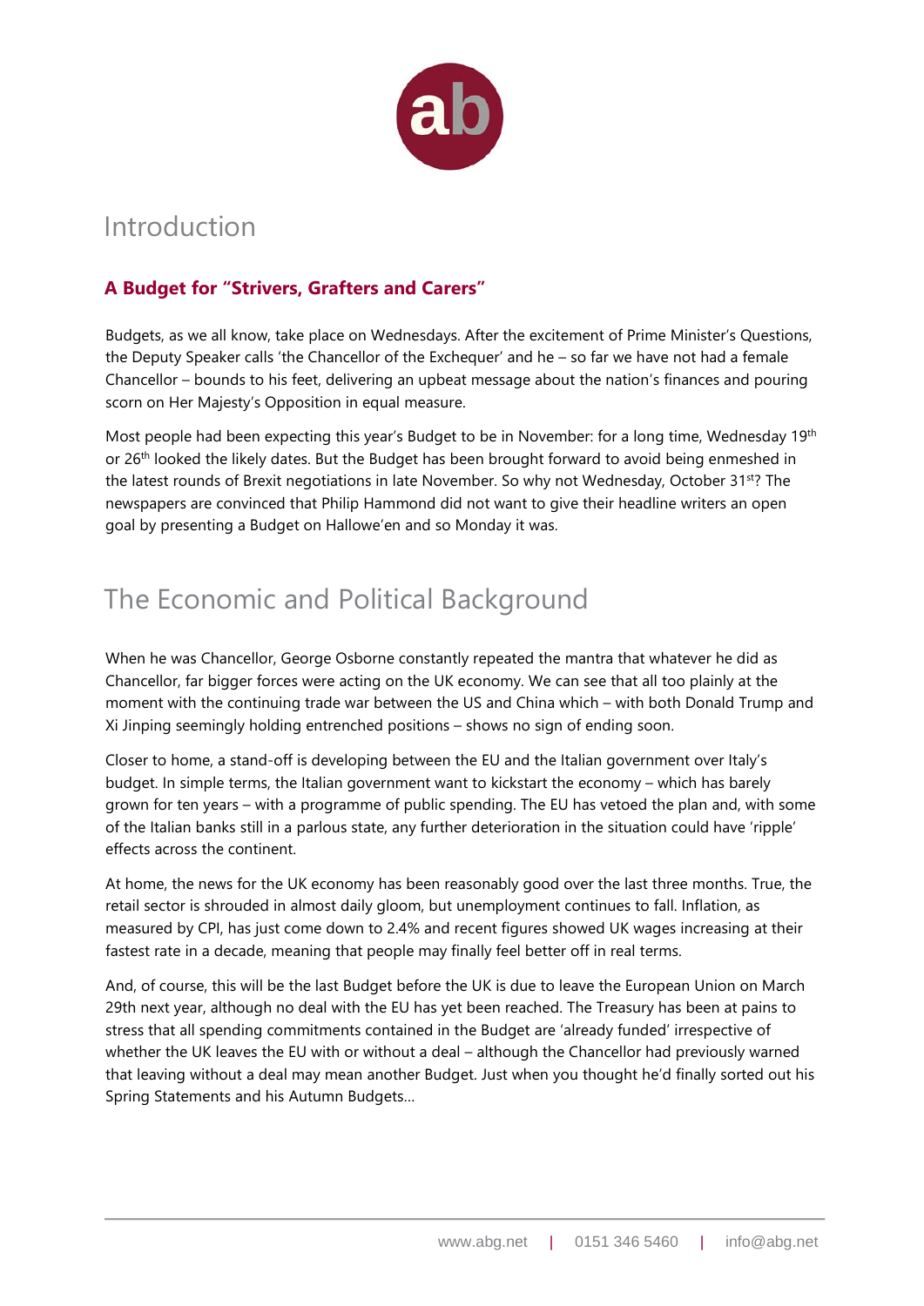# Introduction

### A Budget for "Strivers, Grafters and Carers"

Budgets, as we all know, take place on Wednesdays. After the excitement of Prime Minister's Questions, the Deputy Speaker calls 'the Chancellor of the Exchequer' and he – so far we have not had a female Chancellor – bounds to his feet, delivering an upbeat message about the nation's finances and pouring scorn on Her Majesty's Opposition in equal measure.

Most people had been expecting this year's Budget to be in November: for a long time, Wednesday 19th or 26th looked the likely dates. But the Budget has been brought forward to avoid being enmeshed in the latest rounds of Brexit negotiations in late November. So why not Wednesday, October 31st? The newspapers are convinced that Philip Hammond did not want to give their headline writers an open goal by presenting a Budget on Hallowe'en and so Monday it was.

# The Economic and Political Background

When he was Chancellor, George Osborne constantly repeated the mantra that whatever he did as Chancellor, far bigger forces were acting on the UK economy. We can see that all too plainly at the moment with the continuing trade war between the US and China which – with both Donald Trump and Xi Jinping seemingly holding entrenched positions – shows no sign of ending soon.

Closer to home, a stand-off is developing between the EU and the Italian government over Italy's budget. In simple terms, the Italian government want to kickstart the economy – which has barely grown for ten years – with a programme of public spending. The EU has vetoed the plan and, with some of the Italian banks still in a parlous state, any further deterioration in the situation could have 'ripple' effects across the continent.

At home, the news for the UK economy has been reasonably good over the last three months. True, the retail sector is shrouded in almost daily gloom, but unemployment continues to fall. Inflation, as measured by CPI, has just come down to 2.4% and recent figures showed UK wages increasing at their fastest rate in a decade, meaning that people may finally feel better off in real terms.

And, of course, this will be the last Budget before the UK is due to leave the European Union on March 29th next year, although no deal with the EU has yet been reached. The Treasury has been at pains to stress that all spending commitments contained in the Budget are 'already funded' irrespective of whether the UK leaves the EU with or without a deal – although the Chancellor had previously warned that leaving without a deal may mean another Budget. Just when you thought he'd finally sorted out his Spring Statements and his Autumn Budgets…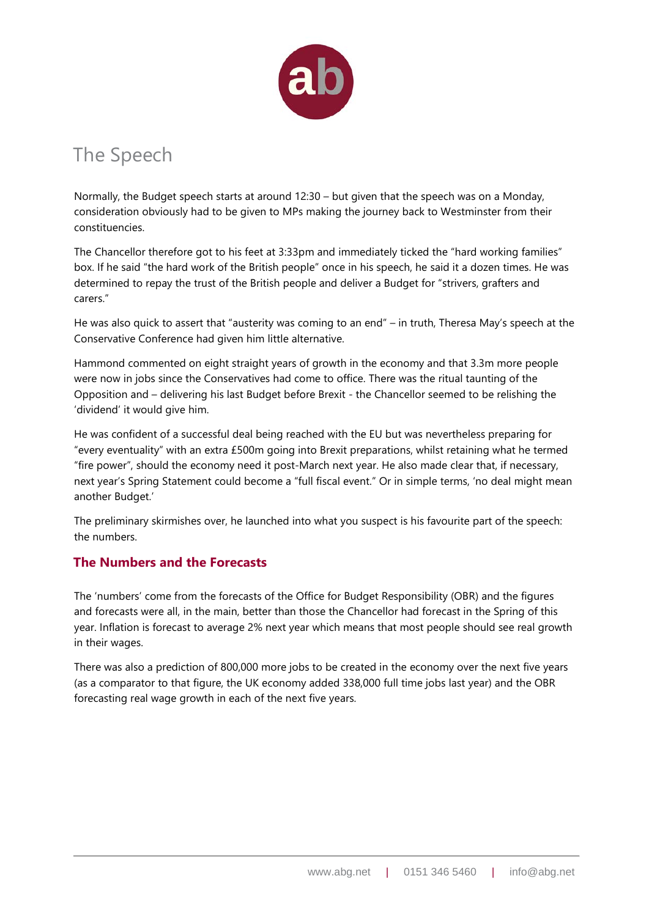## The Speech

Normally, the Budget speech starts at around 12:30 – but given that the speech was on a Monday, consideration obviously had to be given to MPs making the journey back to Westminster from their constituencies.

The Chancellor therefore got to his feet at 3:33pm and immediately ticked the "hard working families" box. If he said "the hard work of the British people" once in his speech, he said it a dozen times. He was determined to repay the trust of the British people and deliver a Budget for "strivers, grafters and carers."

He was also quick to assert that "austerity was coming to an end" – in truth, Theresa May's speech at the Conservative Conference had given him little alternative.

Hammond commented on eight straight years of growth in the economy and that 3.3m more people were now in jobs since the Conservatives had come to office. There was the ritual taunting of the Opposition and – delivering his last Budget before Brexit - the Chancellor seemed to be relishing the 'dividend' it would give him.

He was confident of a successful deal being reached with the EU but was nevertheless preparing for "every eventuality" with an extra £500m going into Brexit preparations, whilst retaining what he termed "fire power", should the economy need it post-March next year. He also made clear that, if necessary, next year's Spring Statement could become a "full fiscal event." Or in simple terms, 'no deal might mean another Budget.'

The preliminary skirmishes over, he launched into what you suspect is his favourite part of the speech: the numbers.

### The Numbers and the Forecasts

The 'numbers' come from the forecasts of the Office for Budget Responsibility (OBR) and the figures and forecasts were all, in the main, better than those the Chancellor had forecast in the Spring of this year. Inflation is forecast to average 2% next year which means that most people should see real growth in their wages.

There was also a prediction of 800,000 more jobs to be created in the economy over the next five years (as a comparator to that figure, the UK economy added 338,000 full time jobs last year) and the OBR forecasting real wage growth in each of the next five years.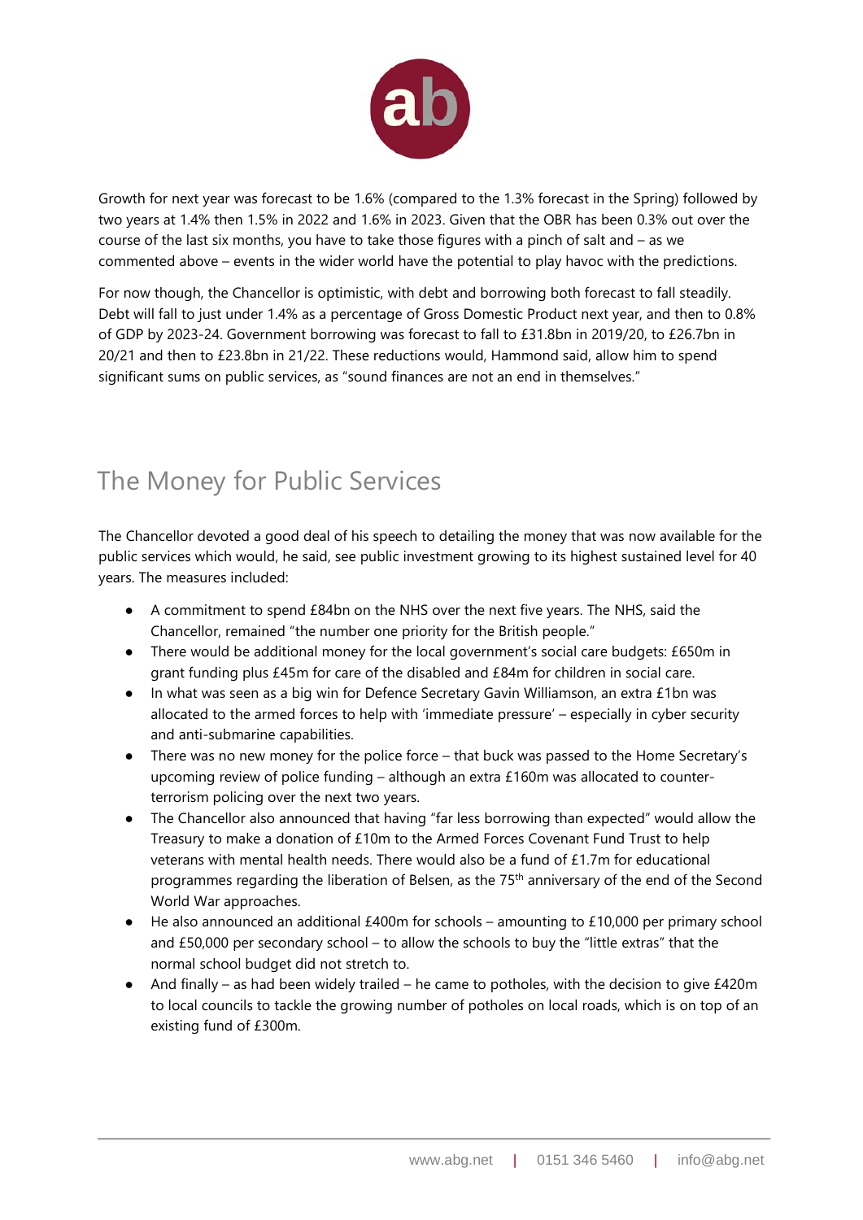Growth for next year was forecast to be 1.6% (compared to the 1.3% forecast in the Spring) followed by two years at 1.4% then 1.5% in 2022 and 1.6% in 2023. Given that the OBR has been 0.3% out over the course of the last six months, you have to take those figures with a pinch of salt and – as we commented above – events in the wider world have the potential to play havoc with the predictions.

For now though, the Chancellor is optimistic, with debt and borrowing both forecast to fall steadily. Debt will fall to just under 1.4% as a percentage of Gross Domestic Product next year, and then to 0.8% of GDP by 2023-24. Government borrowing was forecast to fall to £31.8bn in 2019/20, to £26.7bn in 20/21 and then to £23.8bn in 21/22. These reductions would, Hammond said, allow him to spend significant sums on public services, as "sound finances are not an end in themselves."

## The Money for Public Services

The Chancellor devoted a good deal of his speech to detailing the money that was now available for the public services which would, he said, see public investment growing to its highest sustained level for 40 years. The measures included:

- A commitment to spend £84bn on the NHS over the next five years. The NHS, said the Chancellor, remained "the number one priority for the British people."
- There would be additional money for the local government's social care budgets: £650m in grant funding plus £45m for care of the disabled and £84m for children in social care.
- In what was seen as a big win for Defence Secretary Gavin Williamson, an extra £1bn was allocated to the armed forces to help with 'immediate pressure' – especially in cyber security and anti-submarine capabilities.
- There was no new money for the police force – that buck was passed to the Home Secretary's upcoming review of police funding – although an extra £160m was allocated to counter-terrorism policing over the next two years.
- The Chancellor also announced that having "far less borrowing than expected" would allow the Treasury to make a donation of £10m to the Armed Forces Covenant Fund Trust to help veterans with mental health needs. There would also be a fund of £1.7m for educational programmes regarding the liberation of Belsen, as the 75th anniversary of the end of the Second World War approaches.
- He also announced an additional £400m for schools – amounting to £10,000 per primary school and £50,000 per secondary school – to allow the schools to buy the "little extras" that the normal school budget did not stretch to.
- And finally – as had been widely trailed – he came to potholes, with the decision to give £420m to local councils to tackle the growing number of potholes on local roads, which is on top of an existing fund of £300m.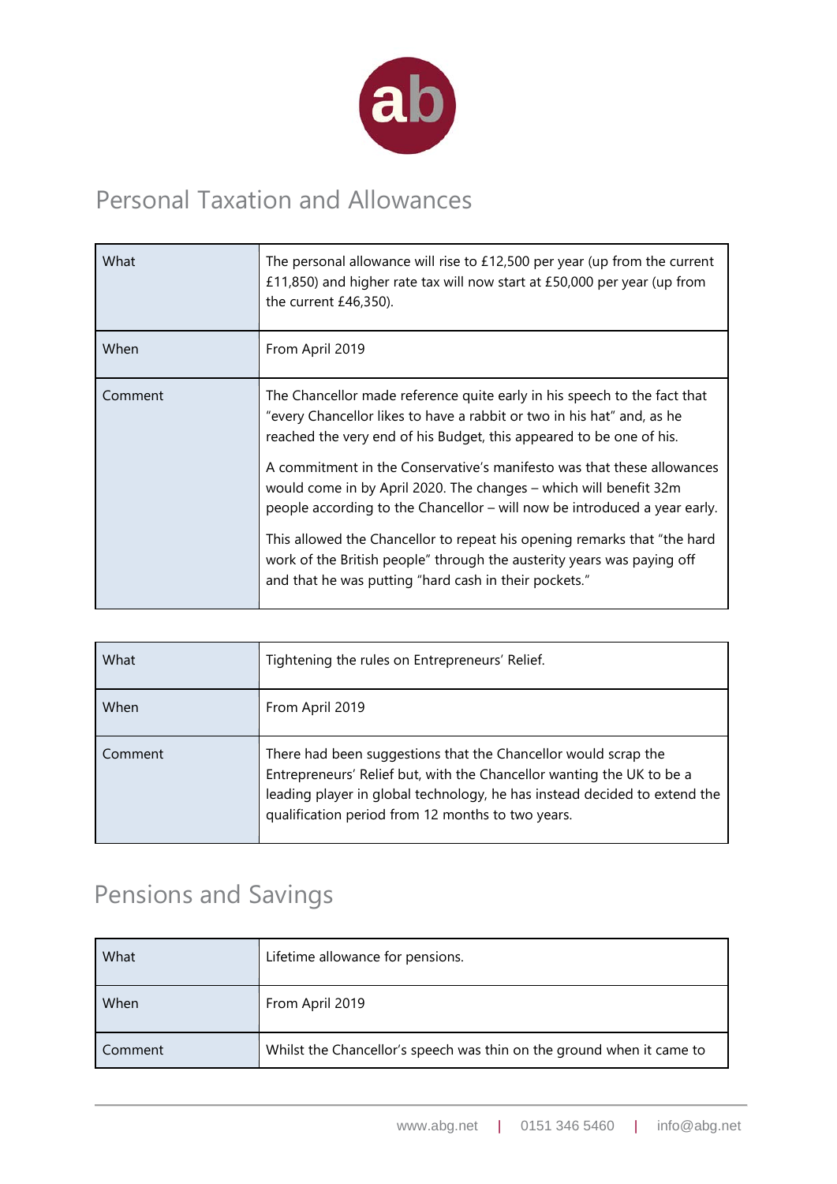## Personal Taxation and Allowances

| | |
|---|---|
| What | The personal allowance will rise to £12,500 per year (up from the current £11,850) and higher rate tax will now start at £50,000 per year (up from the current £46,350). |
| When | From April 2019 |
| Comment | The Chancellor made reference quite early in his speech to the fact that "every Chancellor likes to have a rabbit or two in his hat" and, as he reached the very end of his Budget, this appeared to be one of his.<br><br>A commitment in the Conservative's manifesto was that these allowances would come in by April 2020. The changes – which will benefit 32m people according to the Chancellor – will now be introduced a year early.<br><br>This allowed the Chancellor to repeat his opening remarks that "the hard work of the British people" through the austerity years was paying off and that he was putting "hard cash in their pockets." |

| | |
|---|---|
| What | Tightening the rules on Entrepreneurs' Relief. |
| When | From April 2019 |
| Comment | There had been suggestions that the Chancellor would scrap the Entrepreneurs' Relief but, with the Chancellor wanting the UK to be a leading player in global technology, he has instead decided to extend the qualification period from 12 months to two years. |

## Pensions and Savings

| | |
|---|---|
| What | Lifetime allowance for pensions. |
| When | From April 2019 |
| Comment | Whilst the Chancellor's speech was thin on the ground when it came to |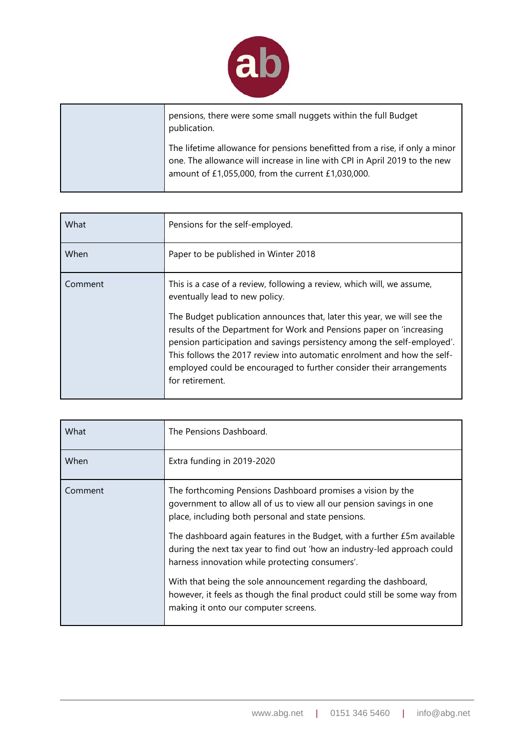| | |
|---|---|
| | pensions, there were some small nuggets within the full Budget publication.<br><br>The lifetime allowance for pensions benefitted from a rise, if only a minor one. The allowance will increase in line with CPI in April 2019 to the new amount of £1,055,000, from the current £1,030,000. |

| | |
|---|---|
| What | Pensions for the self-employed. |
| When | Paper to be published in Winter 2018 |
| Comment | This is a case of a review, following a review, which will, we assume, eventually lead to new policy.<br><br>The Budget publication announces that, later this year, we will see the results of the Department for Work and Pensions paper on 'increasing pension participation and savings persistency among the self-employed'. This follows the 2017 review into automatic enrolment and how the self-employed could be encouraged to further consider their arrangements for retirement. |

| | |
|---|---|
| What | The Pensions Dashboard. |
| When | Extra funding in 2019-2020 |
| Comment | The forthcoming Pensions Dashboard promises a vision by the government to allow all of us to view all our pension savings in one place, including both personal and state pensions.<br><br>The dashboard again features in the Budget, with a further £5m available during the next tax year to find out 'how an industry-led approach could harness innovation while protecting consumers'.<br><br>With that being the sole announcement regarding the dashboard, however, it feels as though the final product could still be some way from making it onto our computer screens. |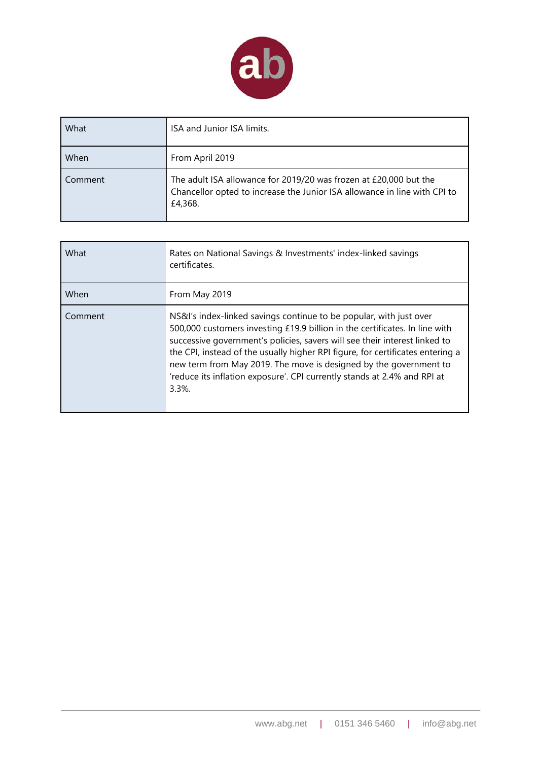| What | ISA and Junior ISA limits. |
| --- | --- |
| When | From April 2019 |
| Comment | The adult ISA allowance for 2019/20 was frozen at £20,000 but the Chancellor opted to increase the Junior ISA allowance in line with CPI to £4,368. |

| What | Rates on National Savings & Investments' index-linked savings certificates. |
| --- | --- |
| When | From May 2019 |
| Comment | NS&I's index-linked savings continue to be popular, with just over 500,000 customers investing £19.9 billion in the certificates. In line with successive government's policies, savers will see their interest linked to the CPI, instead of the usually higher RPI figure, for certificates entering a new term from May 2019. The move is designed by the government to 'reduce its inflation exposure'. CPI currently stands at 2.4% and RPI at 3.3%. |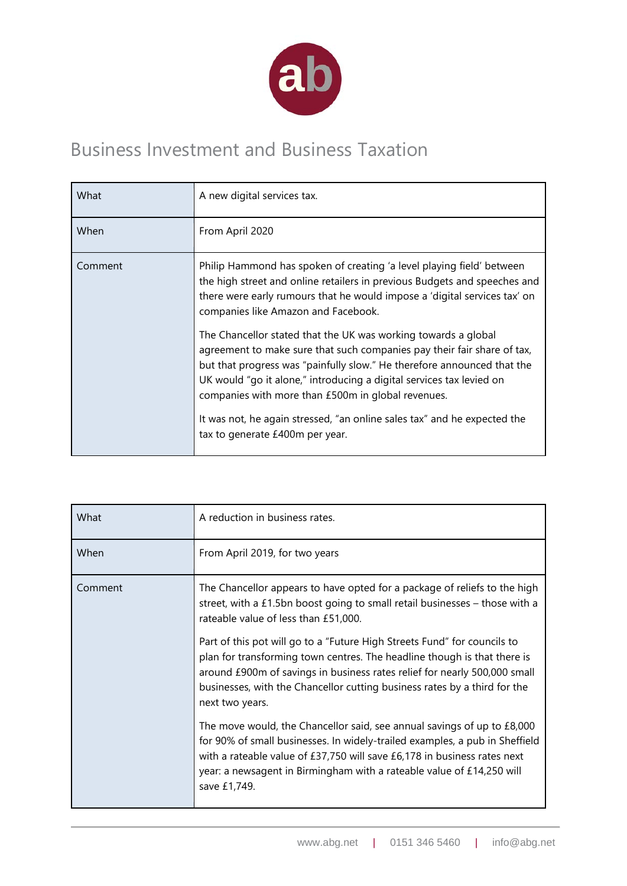# Business Investment and Business Taxation

| What | A new digital services tax. |
| --- | --- |
| When | From April 2020 |
| Comment | Philip Hammond has spoken of creating 'a level playing field' between the high street and online retailers in previous Budgets and speeches and there were early rumours that he would impose a 'digital services tax' on companies like Amazon and Facebook.<br><br>The Chancellor stated that the UK was working towards a global agreement to make sure that such companies pay their fair share of tax, but that progress was "painfully slow." He therefore announced that the UK would "go it alone," introducing a digital services tax levied on companies with more than £500m in global revenues.<br><br>It was not, he again stressed, "an online sales tax" and he expected the tax to generate £400m per year. |

| What | A reduction in business rates. |
| --- | --- |
| When | From April 2019, for two years |
| Comment | The Chancellor appears to have opted for a package of reliefs to the high street, with a £1.5bn boost going to small retail businesses – those with a rateable value of less than £51,000.<br><br>Part of this pot will go to a "Future High Streets Fund" for councils to plan for transforming town centres. The headline though is that there is around £900m of savings in business rates relief for nearly 500,000 small businesses, with the Chancellor cutting business rates by a third for the next two years.<br><br>The move would, the Chancellor said, see annual savings of up to £8,000 for 90% of small businesses. In widely-trailed examples, a pub in Sheffield with a rateable value of £37,750 will save £6,178 in business rates next year: a newsagent in Birmingham with a rateable value of £14,250 will save £1,749. |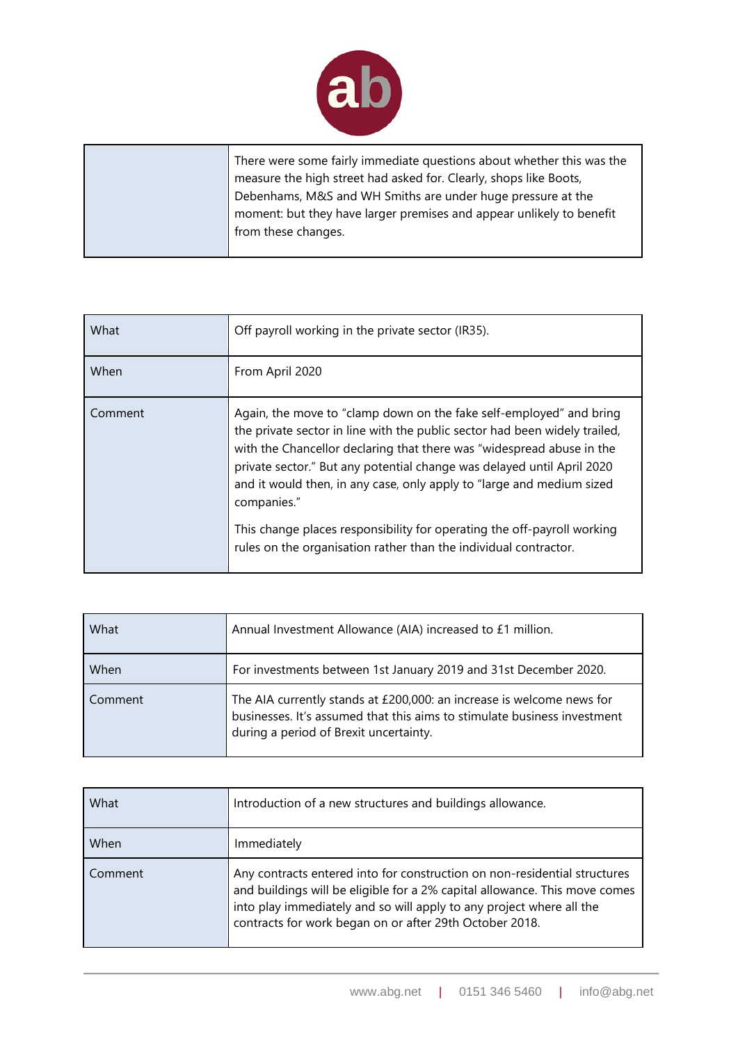| | |
|---|---|
| | There were some fairly immediate questions about whether this was the measure the high street had asked for. Clearly, shops like Boots, Debenhams, M&S and WH Smiths are under huge pressure at the moment: but they have larger premises and appear unlikely to benefit from these changes. |

| | |
|---|---|
| What | Off payroll working in the private sector (IR35). |
| When | From April 2020 |
| Comment | Again, the move to "clamp down on the fake self-employed" and bring the private sector in line with the public sector had been widely trailed, with the Chancellor declaring that there was "widespread abuse in the private sector." But any potential change was delayed until April 2020 and it would then, in any case, only apply to "large and medium sized companies."<br><br>This change places responsibility for operating the off-payroll working rules on the organisation rather than the individual contractor. |

| | |
|---|---|
| What | Annual Investment Allowance (AIA) increased to £1 million. |
| When | For investments between 1st January 2019 and 31st December 2020. |
| Comment | The AIA currently stands at £200,000: an increase is welcome news for businesses. It's assumed that this aims to stimulate business investment during a period of Brexit uncertainty. |

| | |
|---|---|
| What | Introduction of a new structures and buildings allowance. |
| When | Immediately |
| Comment | Any contracts entered into for construction on non-residential structures and buildings will be eligible for a 2% capital allowance. This move comes into play immediately and so will apply to any project where all the contracts for work began on or after 29th October 2018. |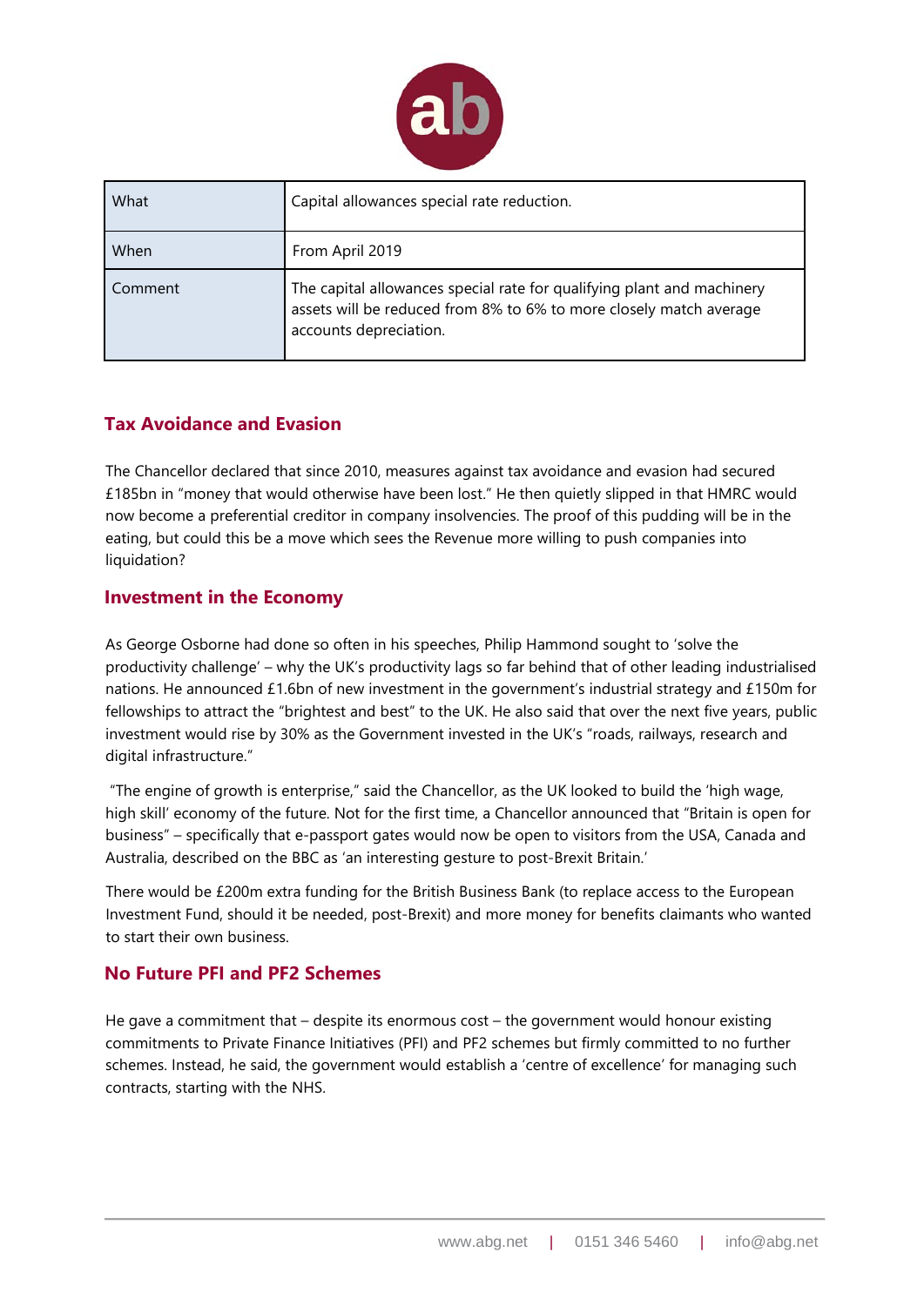| What | Capital allowances special rate reduction. |
|---|---|
| When | From April 2019 |
| Comment | The capital allowances special rate for qualifying plant and machinery assets will be reduced from 8% to 6% to more closely match average accounts depreciation. |

## Tax Avoidance and Evasion

The Chancellor declared that since 2010, measures against tax avoidance and evasion had secured £185bn in "money that would otherwise have been lost." He then quietly slipped in that HMRC would now become a preferential creditor in company insolvencies. The proof of this pudding will be in the eating, but could this be a move which sees the Revenue more willing to push companies into liquidation?

## Investment in the Economy

As George Osborne had done so often in his speeches, Philip Hammond sought to 'solve the productivity challenge' – why the UK's productivity lags so far behind that of other leading industrialised nations. He announced £1.6bn of new investment in the government's industrial strategy and £150m for fellowships to attract the "brightest and best" to the UK. He also said that over the next five years, public investment would rise by 30% as the Government invested in the UK's "roads, railways, research and digital infrastructure."

"The engine of growth is enterprise," said the Chancellor, as the UK looked to build the 'high wage, high skill' economy of the future. Not for the first time, a Chancellor announced that "Britain is open for business" – specifically that e-passport gates would now be open to visitors from the USA, Canada and Australia, described on the BBC as 'an interesting gesture to post-Brexit Britain.'

There would be £200m extra funding for the British Business Bank (to replace access to the European Investment Fund, should it be needed, post-Brexit) and more money for benefits claimants who wanted to start their own business.

## No Future PFI and PF2 Schemes

He gave a commitment that – despite its enormous cost – the government would honour existing commitments to Private Finance Initiatives (PFI) and PF2 schemes but firmly committed to no further schemes. Instead, he said, the government would establish a 'centre of excellence' for managing such contracts, starting with the NHS.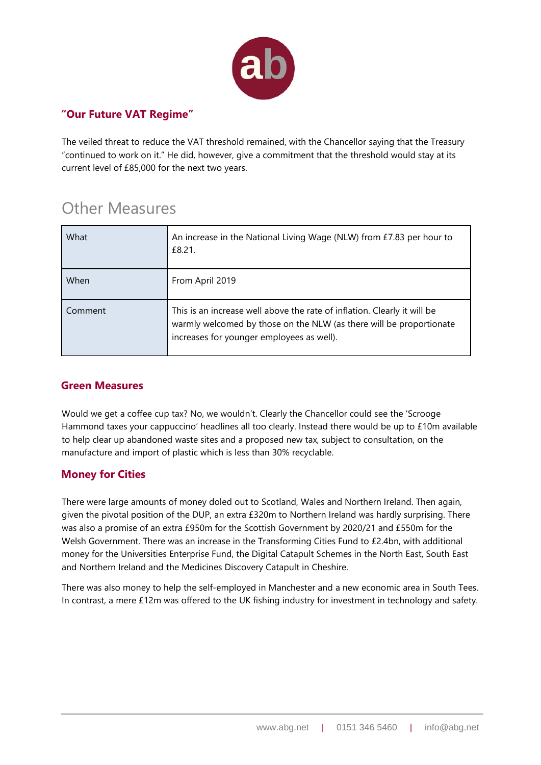### "Our Future VAT Regime"

The veiled threat to reduce the VAT threshold remained, with the Chancellor saying that the Treasury "continued to work on it." He did, however, give a commitment that the threshold would stay at its current level of £85,000 for the next two years.

## Other Measures

| What | An increase in the National Living Wage (NLW) from £7.83 per hour to £8.21. |
|---|---|
| When | From April 2019 |
| Comment | This is an increase well above the rate of inflation. Clearly it will be warmly welcomed by those on the NLW (as there will be proportionate increases for younger employees as well). |

### Green Measures

Would we get a coffee cup tax? No, we wouldn't. Clearly the Chancellor could see the 'Scrooge Hammond taxes your cappuccino' headlines all too clearly. Instead there would be up to £10m available to help clear up abandoned waste sites and a proposed new tax, subject to consultation, on the manufacture and import of plastic which is less than 30% recyclable.

### Money for Cities

There were large amounts of money doled out to Scotland, Wales and Northern Ireland. Then again, given the pivotal position of the DUP, an extra £320m to Northern Ireland was hardly surprising. There was also a promise of an extra £950m for the Scottish Government by 2020/21 and £550m for the Welsh Government. There was an increase in the Transforming Cities Fund to £2.4bn, with additional money for the Universities Enterprise Fund, the Digital Catapult Schemes in the North East, South East and Northern Ireland and the Medicines Discovery Catapult in Cheshire.

There was also money to help the self-employed in Manchester and a new economic area in South Tees. In contrast, a mere £12m was offered to the UK fishing industry for investment in technology and safety.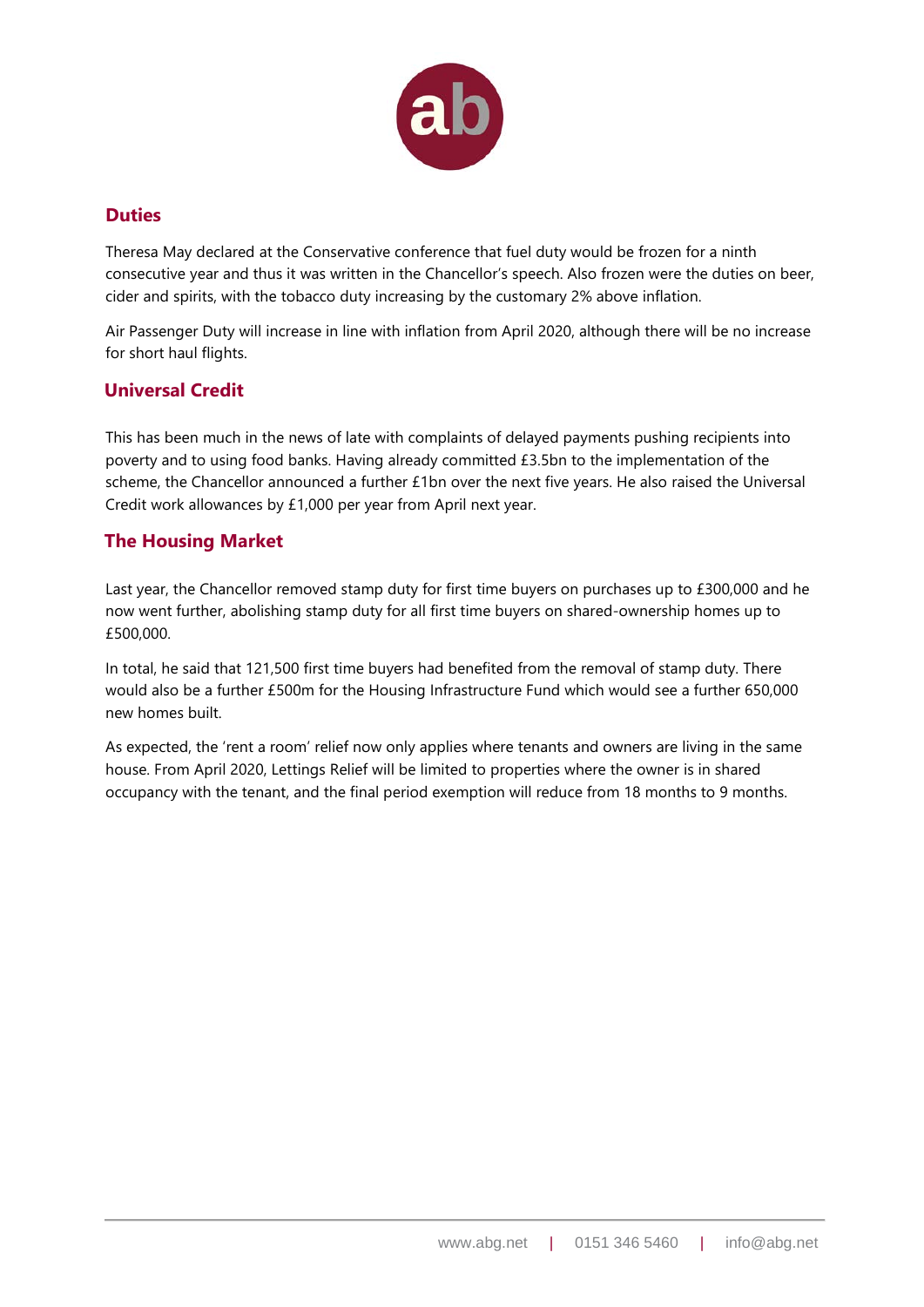## Duties

Theresa May declared at the Conservative conference that fuel duty would be frozen for a ninth consecutive year and thus it was written in the Chancellor's speech. Also frozen were the duties on beer, cider and spirits, with the tobacco duty increasing by the customary 2% above inflation.

Air Passenger Duty will increase in line with inflation from April 2020, although there will be no increase for short haul flights.

## Universal Credit

This has been much in the news of late with complaints of delayed payments pushing recipients into poverty and to using food banks. Having already committed £3.5bn to the implementation of the scheme, the Chancellor announced a further £1bn over the next five years. He also raised the Universal Credit work allowances by £1,000 per year from April next year.

## The Housing Market

Last year, the Chancellor removed stamp duty for first time buyers on purchases up to £300,000 and he now went further, abolishing stamp duty for all first time buyers on shared-ownership homes up to £500,000.

In total, he said that 121,500 first time buyers had benefited from the removal of stamp duty. There would also be a further £500m for the Housing Infrastructure Fund which would see a further 650,000 new homes built.

As expected, the 'rent a room' relief now only applies where tenants and owners are living in the same house. From April 2020, Lettings Relief will be limited to properties where the owner is in shared occupancy with the tenant, and the final period exemption will reduce from 18 months to 9 months.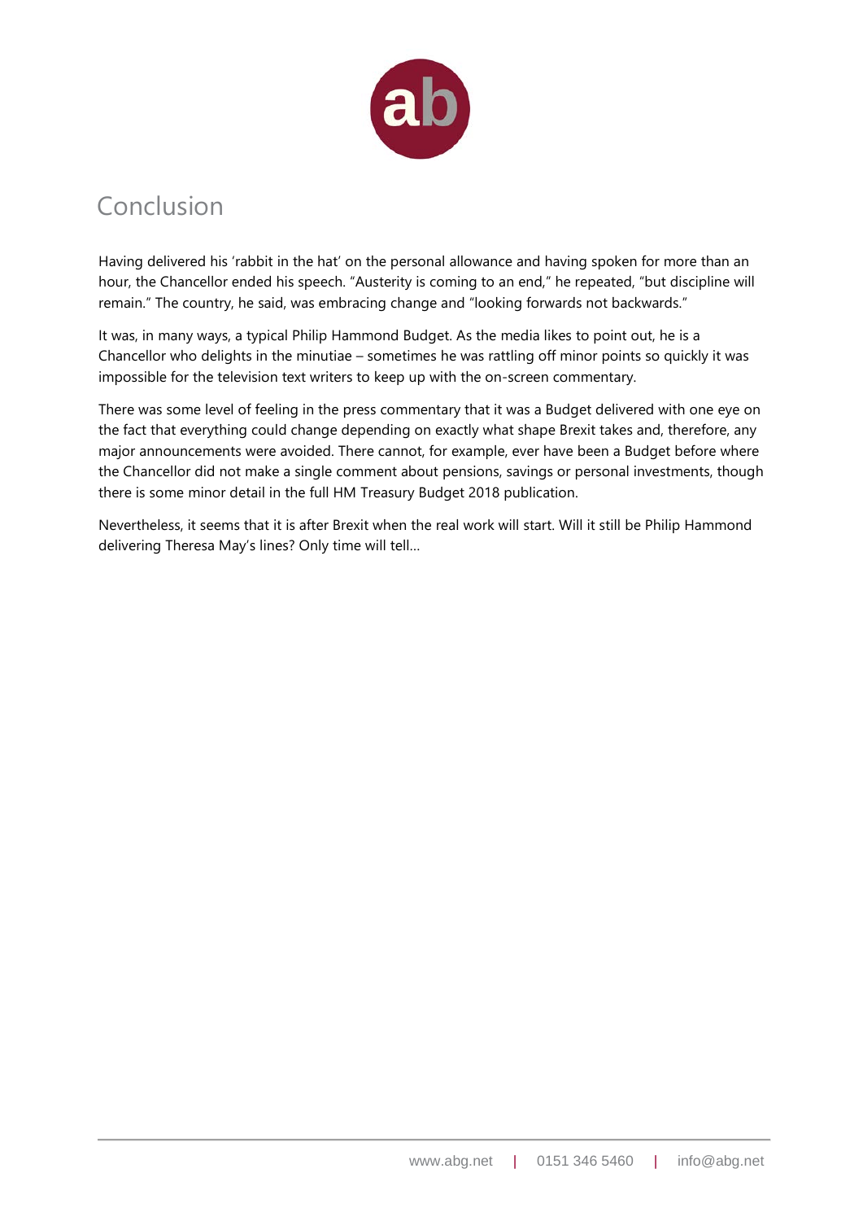# Conclusion

Having delivered his 'rabbit in the hat' on the personal allowance and having spoken for more than an hour, the Chancellor ended his speech. "Austerity is coming to an end," he repeated, "but discipline will remain." The country, he said, was embracing change and "looking forwards not backwards."

It was, in many ways, a typical Philip Hammond Budget. As the media likes to point out, he is a Chancellor who delights in the minutiae – sometimes he was rattling off minor points so quickly it was impossible for the television text writers to keep up with the on-screen commentary.

There was some level of feeling in the press commentary that it was a Budget delivered with one eye on the fact that everything could change depending on exactly what shape Brexit takes and, therefore, any major announcements were avoided. There cannot, for example, ever have been a Budget before where the Chancellor did not make a single comment about pensions, savings or personal investments, though there is some minor detail in the full HM Treasury Budget 2018 publication.

Nevertheless, it seems that it is after Brexit when the real work will start. Will it still be Philip Hammond delivering Theresa May's lines? Only time will tell…